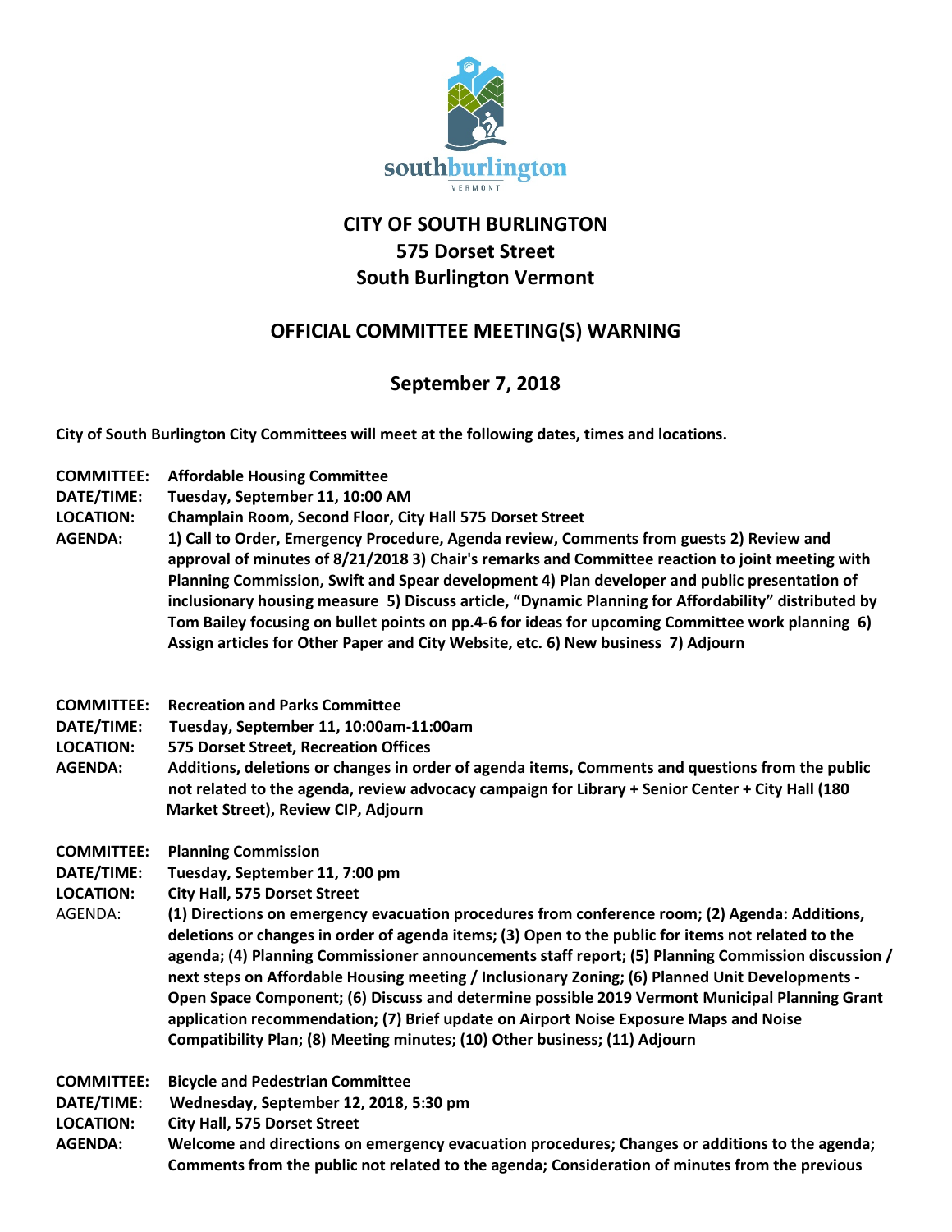southburlington
VERMONT

# CITY OF SOUTH BURLINGTON
## 575 Dorset Street
## South Burlington Vermont

## OFFICIAL COMMITTEE MEETING(S) WARNING

## September 7, 2018

**City of South Burlington City Committees will meet at the following dates, times and locations.**

**COMMITTEE:** **Affordable Housing Committee**
**DATE/TIME:** **Tuesday, September 11, 10:00 AM**
**LOCATION:** **Champlain Room, Second Floor, City Hall 575 Dorset Street**
**AGENDA:** **1) Call to Order, Emergency Procedure, Agenda review, Comments from guests 2) Review and approval of minutes of 8/21/2018 3) Chair's remarks and Committee reaction to joint meeting with Planning Commission, Swift and Spear development 4) Plan developer and public presentation of inclusionary housing measure 5) Discuss article, "Dynamic Planning for Affordability" distributed by Tom Bailey focusing on bullet points on pp.4-6 for ideas for upcoming Committee work planning 6) Assign articles for Other Paper and City Website, etc. 6) New business 7) Adjourn**

**COMMITTEE:** **Recreation and Parks Committee**
**DATE/TIME:** **Tuesday, September 11, 10:00am-11:00am**
**LOCATION:** **575 Dorset Street, Recreation Offices**
**AGENDA:** **Additions, deletions or changes in order of agenda items, Comments and questions from the public not related to the agenda, review advocacy campaign for Library + Senior Center + City Hall (180 Market Street), Review CIP, Adjourn**

**COMMITTEE:** **Planning Commission**
**DATE/TIME:** **Tuesday, September 11, 7:00 pm**
**LOCATION:** **City Hall, 575 Dorset Street**
AGENDA: **(1) Directions on emergency evacuation procedures from conference room; (2) Agenda: Additions, deletions or changes in order of agenda items; (3) Open to the public for items not related to the agenda; (4) Planning Commissioner announcements staff report; (5) Planning Commission discussion / next steps on Affordable Housing meeting / Inclusionary Zoning; (6) Planned Unit Developments - Open Space Component; (6) Discuss and determine possible 2019 Vermont Municipal Planning Grant application recommendation; (7) Brief update on Airport Noise Exposure Maps and Noise Compatibility Plan; (8) Meeting minutes; (10) Other business; (11) Adjourn**

**COMMITTEE:** **Bicycle and Pedestrian Committee**
**DATE/TIME:** **Wednesday, September 12, 2018, 5:30 pm**
**LOCATION:** **City Hall, 575 Dorset Street**
**AGENDA:** **Welcome and directions on emergency evacuation procedures; Changes or additions to the agenda; Comments from the public not related to the agenda; Consideration of minutes from the previous**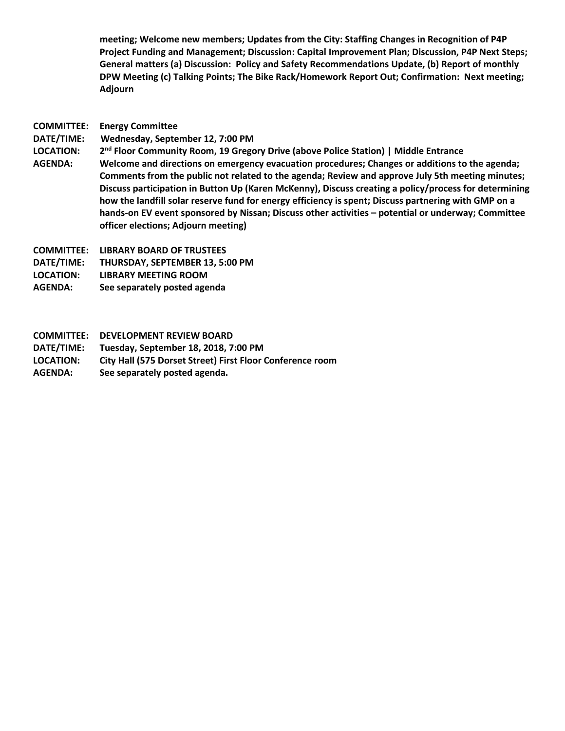**meeting; Welcome new members; Updates from the City: Staffing Changes in Recognition of P4P Project Funding and Management; Discussion: Capital Improvement Plan; Discussion, P4P Next Steps; General matters (a) Discussion: Policy and Safety Recommendations Update, (b) Report of monthly DPW Meeting (c) Talking Points; The Bike Rack/Homework Report Out; Confirmation: Next meeting; Adjourn**

**COMMITTEE:** **Energy Committee**
**DATE/TIME:** **Wednesday, September 12, 7:00 PM**
**LOCATION:** **2nd Floor Community Room, 19 Gregory Drive (above Police Station) | Middle Entrance**
**AGENDA:** **Welcome and directions on emergency evacuation procedures; Changes or additions to the agenda; Comments from the public not related to the agenda; Review and approve July 5th meeting minutes; Discuss participation in Button Up (Karen McKenny), Discuss creating a policy/process for determining how the landfill solar reserve fund for energy efficiency is spent; Discuss partnering with GMP on a hands-on EV event sponsored by Nissan; Discuss other activities – potential or underway; Committee officer elections; Adjourn meeting)**

**COMMITTEE:** **LIBRARY BOARD OF TRUSTEES**
**DATE/TIME:** **THURSDAY, SEPTEMBER 13, 5:00 PM**
**LOCATION:** **LIBRARY MEETING ROOM**
**AGENDA:** **See separately posted agenda**

**COMMITTEE:** **DEVELOPMENT REVIEW BOARD**
**DATE/TIME:** **Tuesday, September 18, 2018, 7:00 PM**
**LOCATION:** **City Hall (575 Dorset Street) First Floor Conference room**
**AGENDA:** **See separately posted agenda.**